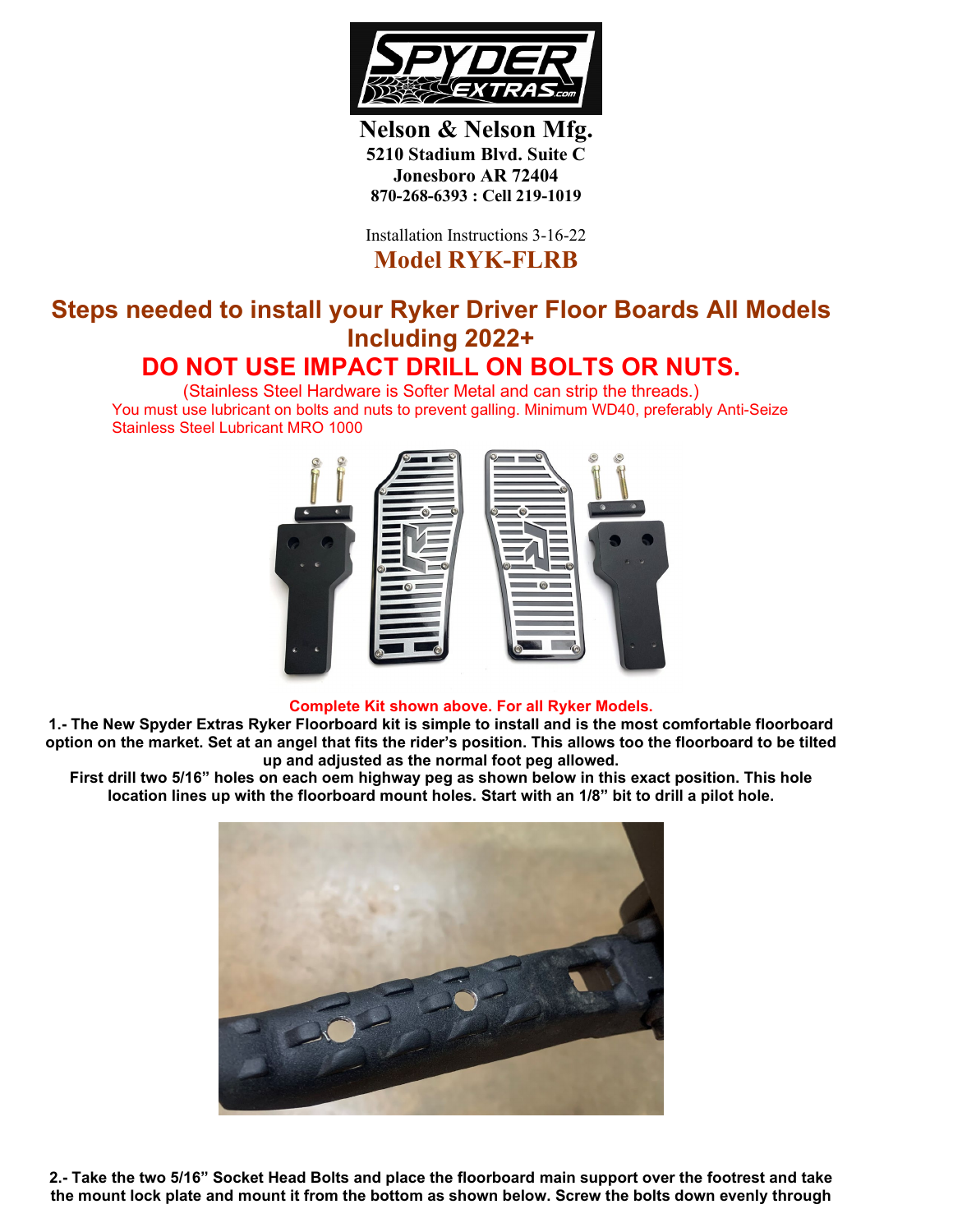**Nelson & Nelson Mfg.**
**5210 Stadium Blvd. Suite C**
**Jonesboro AR 72404**
**870-268-6393 : Cell 219-1019**

Installation Instructions 3-16-22

# Model RYK-FLRB

## Steps needed to install your Ryker Driver Floor Boards All Models Including 2022+

## DO NOT USE IMPACT DRILL ON BOLTS OR NUTS.

(Stainless Steel Hardware is Softer Metal and can strip the threads.)

You must use lubricant on bolts and nuts to prevent galling. Minimum WD40, preferably Anti-Seize Stainless Steel Lubricant MRO 1000

**Complete Kit shown above. For all Ryker Models.**

**1.- The New Spyder Extras Ryker Floorboard kit is simple to install and is the most comfortable floorboard option on the market. Set at an angel that fits the rider's position. This allows too the floorboard to be tilted up and adjusted as the normal foot peg allowed.**

**First drill two 5/16" holes on each oem highway peg as shown below in this exact position. This hole location lines up with the floorboard mount holes. Start with an 1/8" bit to drill a pilot hole.**

**2.- Take the two 5/16" Socket Head Bolts and place the floorboard main support over the footrest and take the mount lock plate and mount it from the bottom as shown below. Screw the bolts down evenly through**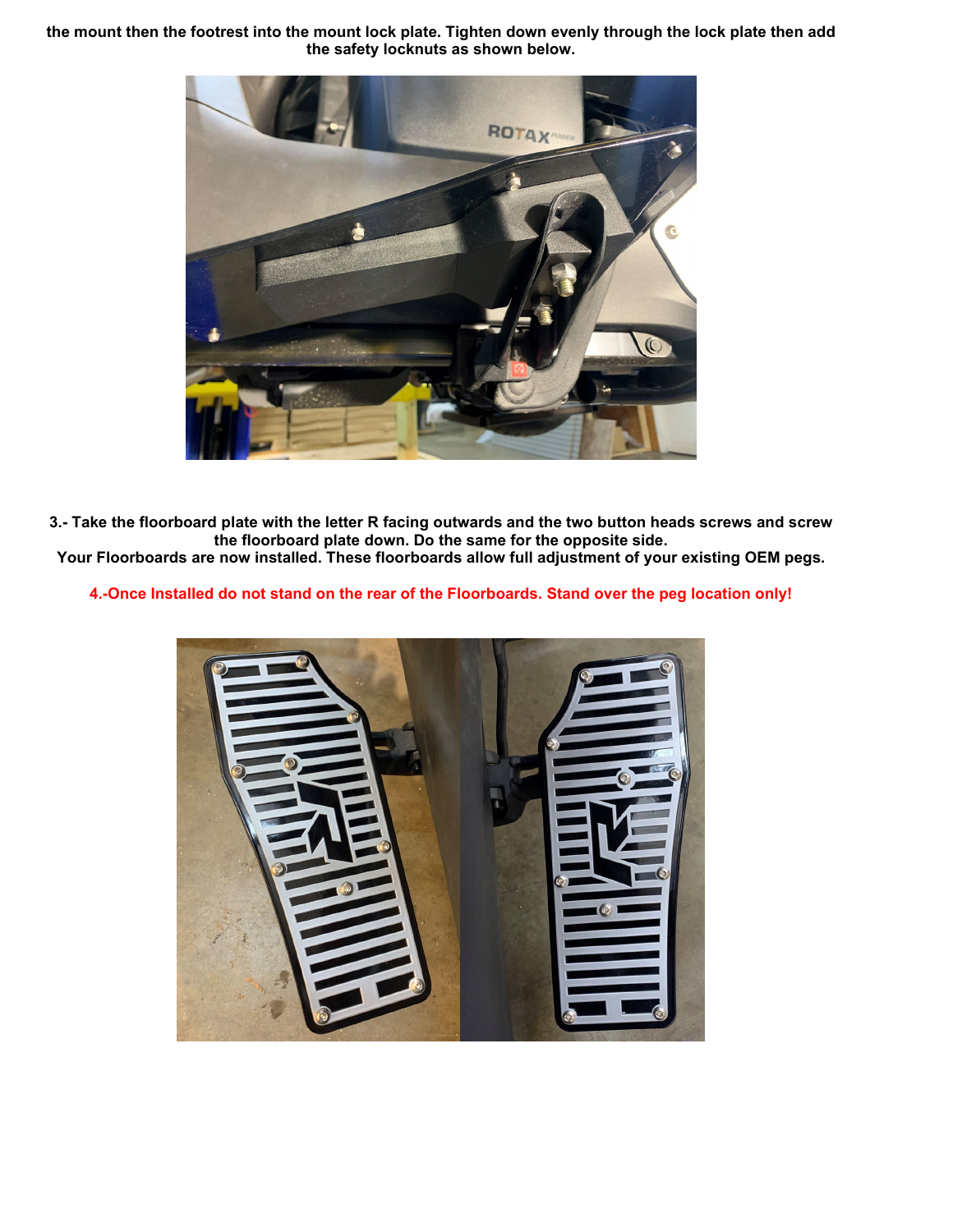**the mount then the footrest into the mount lock plate. Tighten down evenly through the lock plate then add the safety locknuts as shown below.**

**3.- Take the floorboard plate with the letter R facing outwards and the two button heads screws and screw the floorboard plate down. Do the same for the opposite side.**
**Your Floorboards are now installed. These floorboards allow full adjustment of your existing OEM pegs.**

**4.-Once Installed do not stand on the rear of the Floorboards. Stand over the peg location only!**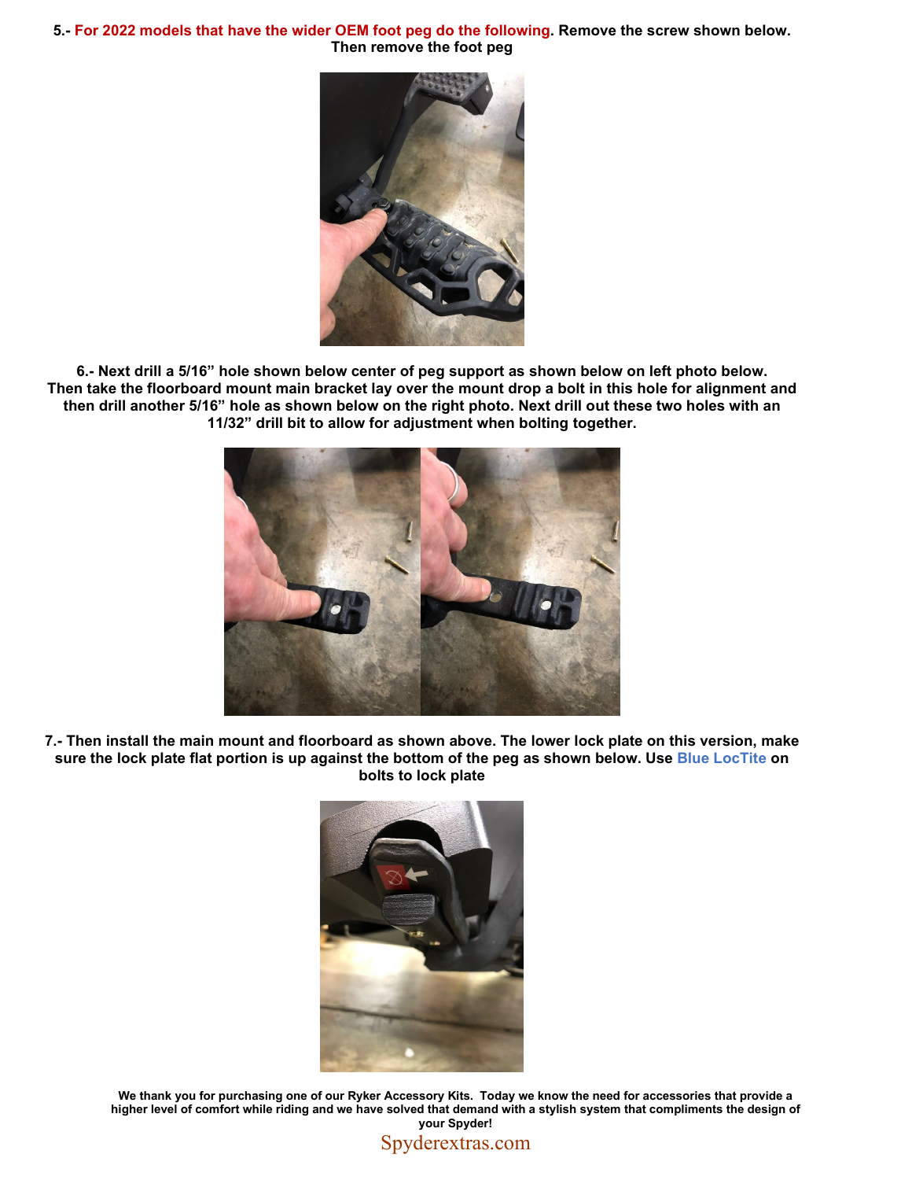**5.- For 2022 models that have the wider OEM foot peg do the following. Remove the screw shown below. Then remove the foot peg**

**6.- Next drill a 5/16" hole shown below center of peg support as shown below on left photo below. Then take the floorboard mount main bracket lay over the mount drop a bolt in this hole for alignment and then drill another 5/16" hole as shown below on the right photo. Next drill out these two holes with an 11/32" drill bit to allow for adjustment when bolting together.**

**7.- Then install the main mount and floorboard as shown above. The lower lock plate on this version, make sure the lock plate flat portion is up against the bottom of the peg as shown below. Use Blue LocTite on bolts to lock plate**

**We thank you for purchasing one of our Ryker Accessory Kits. Today we know the need for accessories that provide a higher level of comfort while riding and we have solved that demand with a stylish system that compliments the design of your Spyder!**

Spyderextras.com